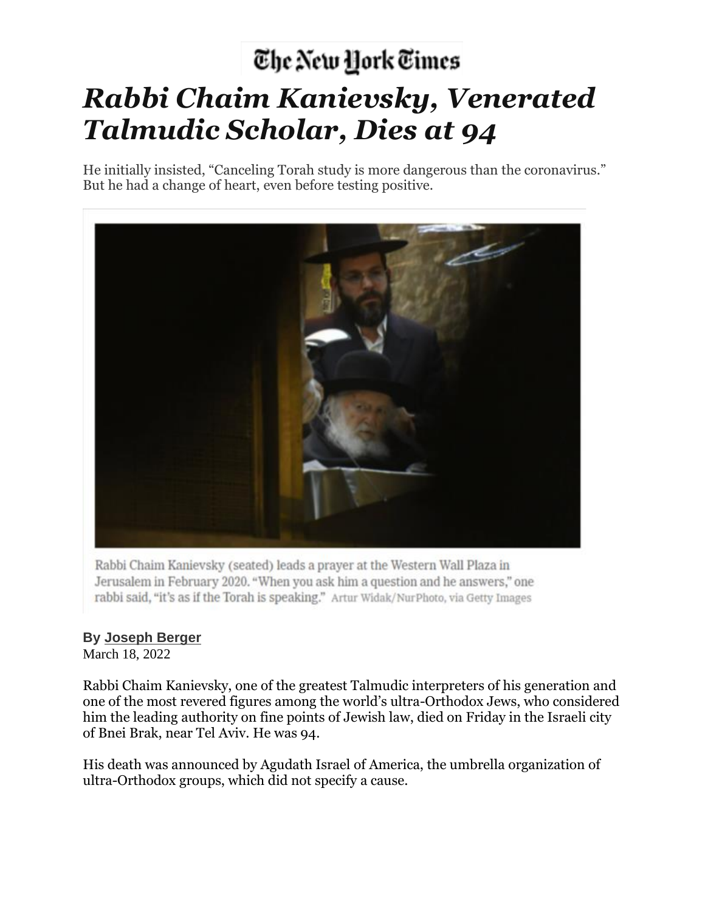The New York Times

# *Rabbi Chaim Kanievsky, Venerated Talmudic Scholar, Dies at 94*

He initially insisted, “Canceling Torah study is more dangerous than the coronavirus.” But he had a change of heart, even before testing positive.

Rabbi Chaim Kanievsky (seated) leads a prayer at the Western Wall Plaza in Jerusalem in February 2020. “When you ask him a question and he answers,” one rabbi said, “it’s as if the Torah is speaking.” Artur Widak/NurPhoto, via Getty Images

**By Joseph Berger**
March 18, 2022

Rabbi Chaim Kanievsky, one of the greatest Talmudic interpreters of his generation and one of the most revered figures among the world’s ultra-Orthodox Jews, who considered him the leading authority on fine points of Jewish law, died on Friday in the Israeli city of Bnei Brak, near Tel Aviv. He was 94.

His death was announced by Agudath Israel of America, the umbrella organization of ultra-Orthodox groups, which did not specify a cause.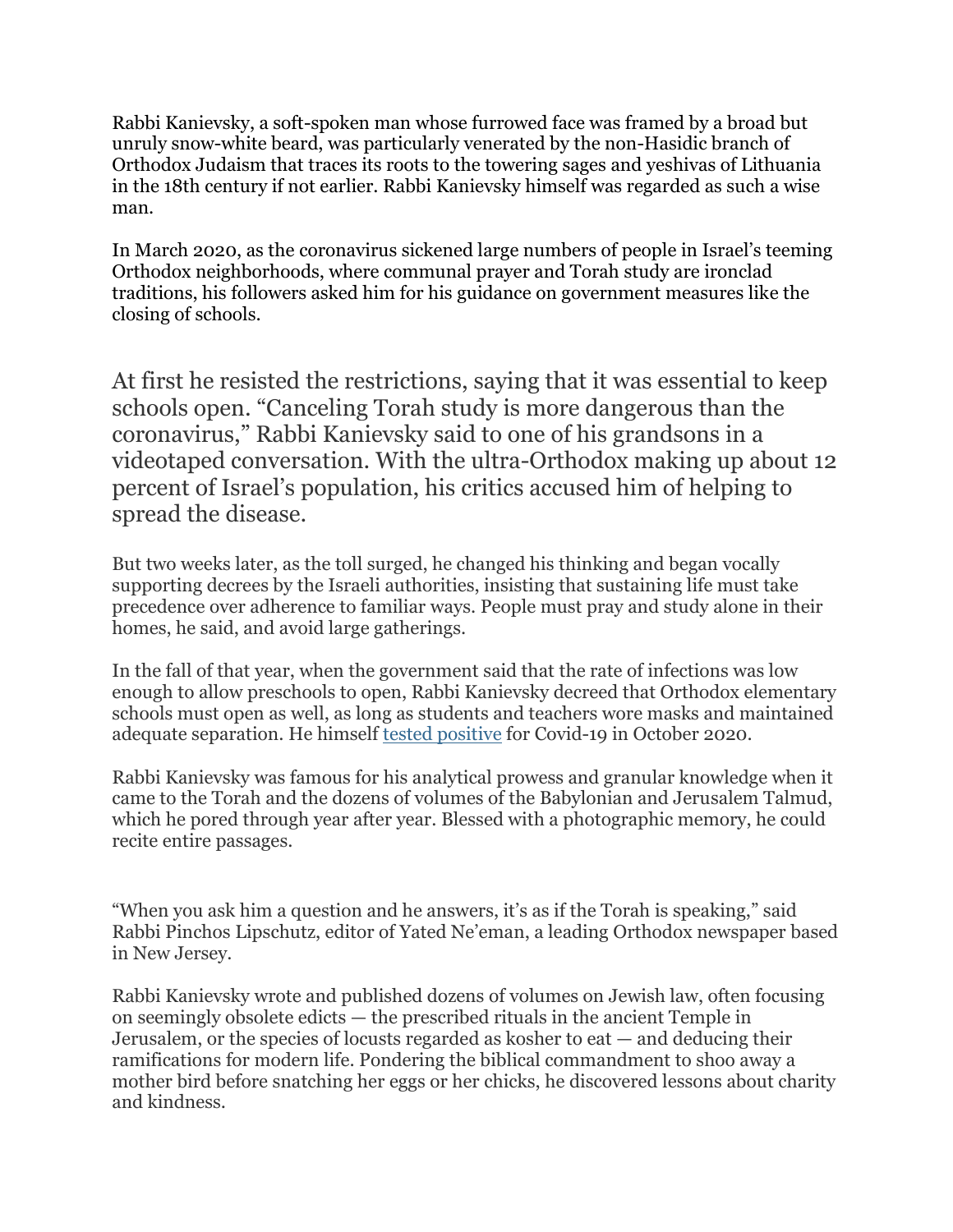Rabbi Kanievsky, a soft-spoken man whose furrowed face was framed by a broad but unruly snow-white beard, was particularly venerated by the non-Hasidic branch of Orthodox Judaism that traces its roots to the towering sages and yeshivas of Lithuania in the 18th century if not earlier. Rabbi Kanievsky himself was regarded as such a wise man.

In March 2020, as the coronavirus sickened large numbers of people in Israel's teeming Orthodox neighborhoods, where communal prayer and Torah study are ironclad traditions, his followers asked him for his guidance on government measures like the closing of schools.

At first he resisted the restrictions, saying that it was essential to keep schools open. "Canceling Torah study is more dangerous than the coronavirus," Rabbi Kanievsky said to one of his grandsons in a videotaped conversation. With the ultra-Orthodox making up about 12 percent of Israel's population, his critics accused him of helping to spread the disease.

But two weeks later, as the toll surged, he changed his thinking and began vocally supporting decrees by the Israeli authorities, insisting that sustaining life must take precedence over adherence to familiar ways. People must pray and study alone in their homes, he said, and avoid large gatherings.

In the fall of that year, when the government said that the rate of infections was low enough to allow preschools to open, Rabbi Kanievsky decreed that Orthodox elementary schools must open as well, as long as students and teachers wore masks and maintained adequate separation. He himself tested positive for Covid-19 in October 2020.

Rabbi Kanievsky was famous for his analytical prowess and granular knowledge when it came to the Torah and the dozens of volumes of the Babylonian and Jerusalem Talmud, which he pored through year after year. Blessed with a photographic memory, he could recite entire passages.

"When you ask him a question and he answers, it's as if the Torah is speaking," said Rabbi Pinchos Lipschutz, editor of Yated Ne'eman, a leading Orthodox newspaper based in New Jersey.

Rabbi Kanievsky wrote and published dozens of volumes on Jewish law, often focusing on seemingly obsolete edicts — the prescribed rituals in the ancient Temple in Jerusalem, or the species of locusts regarded as kosher to eat — and deducing their ramifications for modern life. Pondering the biblical commandment to shoo away a mother bird before snatching her eggs or her chicks, he discovered lessons about charity and kindness.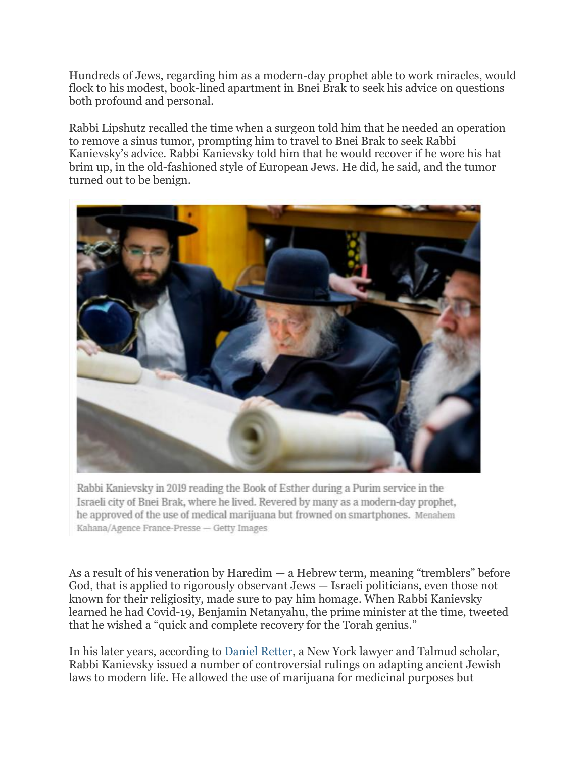Hundreds of Jews, regarding him as a modern-day prophet able to work miracles, would flock to his modest, book-lined apartment in Bnei Brak to seek his advice on questions both profound and personal.

Rabbi Lipshutz recalled the time when a surgeon told him that he needed an operation to remove a sinus tumor, prompting him to travel to Bnei Brak to seek Rabbi Kanievsky's advice. Rabbi Kanievsky told him that he would recover if he wore his hat brim up, in the old-fashioned style of European Jews. He did, he said, and the tumor turned out to be benign.

Rabbi Kanievsky in 2019 reading the Book of Esther during a Purim service in the Israeli city of Bnei Brak, where he lived. Revered by many as a modern-day prophet, he approved of the use of medical marijuana but frowned on smartphones. Menahem Kahana/Agence France-Presse — Getty Images

As a result of his veneration by Haredim — a Hebrew term, meaning "tremblers" before God, that is applied to rigorously observant Jews — Israeli politicians, even those not known for their religiosity, made sure to pay him homage. When Rabbi Kanievsky learned he had Covid-19, Benjamin Netanyahu, the prime minister at the time, tweeted that he wished a "quick and complete recovery for the Torah genius."

In his later years, according to Daniel Retter, a New York lawyer and Talmud scholar, Rabbi Kanievsky issued a number of controversial rulings on adapting ancient Jewish laws to modern life. He allowed the use of marijuana for medicinal purposes but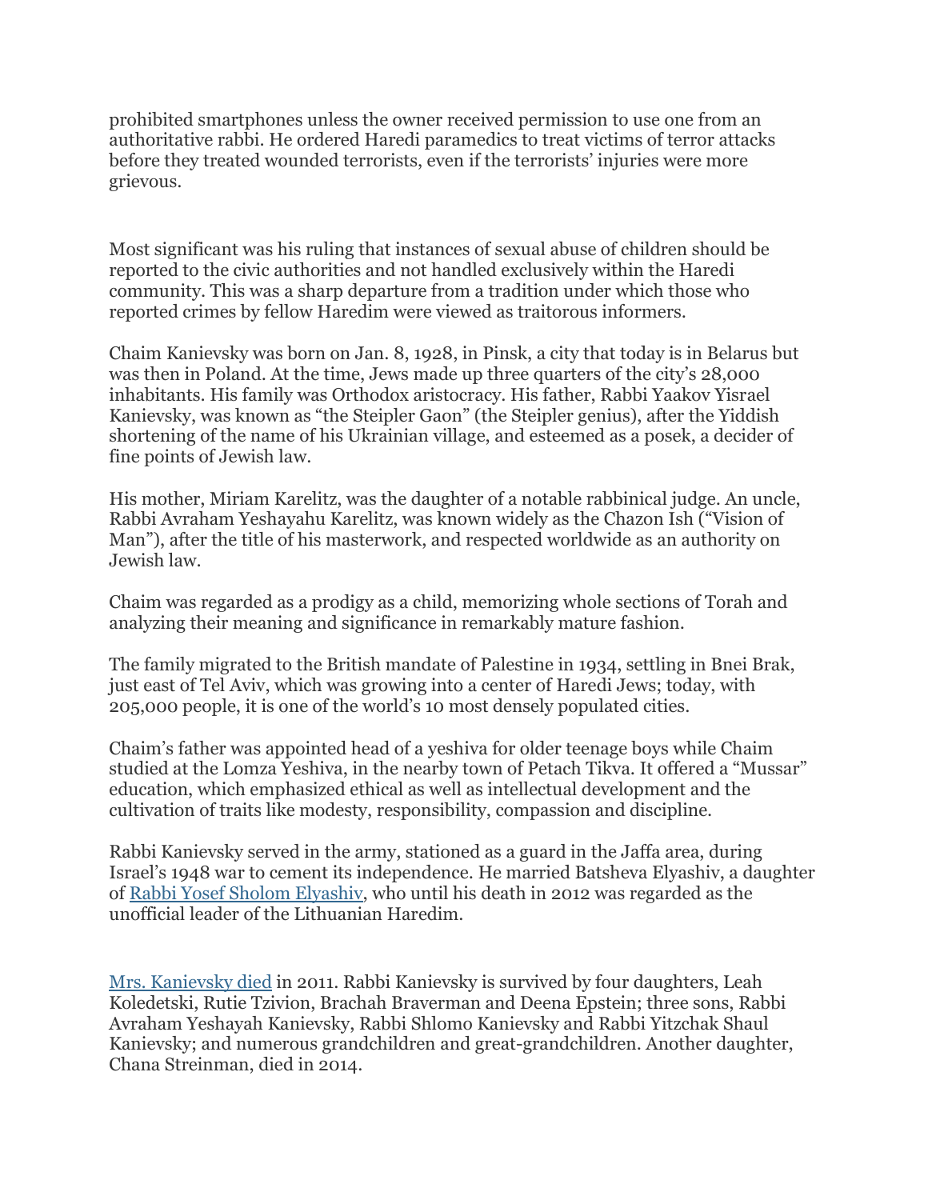prohibited smartphones unless the owner received permission to use one from an authoritative rabbi. He ordered Haredi paramedics to treat victims of terror attacks before they treated wounded terrorists, even if the terrorists' injuries were more grievous.

Most significant was his ruling that instances of sexual abuse of children should be reported to the civic authorities and not handled exclusively within the Haredi community. This was a sharp departure from a tradition under which those who reported crimes by fellow Haredim were viewed as traitorous informers.

Chaim Kanievsky was born on Jan. 8, 1928, in Pinsk, a city that today is in Belarus but was then in Poland. At the time, Jews made up three quarters of the city's 28,000 inhabitants. His family was Orthodox aristocracy. His father, Rabbi Yaakov Yisrael Kanievsky, was known as "the Steipler Gaon" (the Steipler genius), after the Yiddish shortening of the name of his Ukrainian village, and esteemed as a posek, a decider of fine points of Jewish law.

His mother, Miriam Karelitz, was the daughter of a notable rabbinical judge. An uncle, Rabbi Avraham Yeshayahu Karelitz, was known widely as the Chazon Ish ("Vision of Man"), after the title of his masterwork, and respected worldwide as an authority on Jewish law.

Chaim was regarded as a prodigy as a child, memorizing whole sections of Torah and analyzing their meaning and significance in remarkably mature fashion.

The family migrated to the British mandate of Palestine in 1934, settling in Bnei Brak, just east of Tel Aviv, which was growing into a center of Haredi Jews; today, with 205,000 people, it is one of the world's 10 most densely populated cities.

Chaim's father was appointed head of a yeshiva for older teenage boys while Chaim studied at the Lomza Yeshiva, in the nearby town of Petach Tikva. It offered a "Mussar" education, which emphasized ethical as well as intellectual development and the cultivation of traits like modesty, responsibility, compassion and discipline.

Rabbi Kanievsky served in the army, stationed as a guard in the Jaffa area, during Israel's 1948 war to cement its independence. He married Batsheva Elyashiv, a daughter of [Rabbi Yosef Sholom Elyashiv](), who until his death in 2012 was regarded as the unofficial leader of the Lithuanian Haredim.

[Mrs. Kanievsky died]() in 2011. Rabbi Kanievsky is survived by four daughters, Leah Koledetski, Rutie Tzivion, Brachah Braverman and Deena Epstein; three sons, Rabbi Avraham Yeshayah Kanievsky, Rabbi Shlomo Kanievsky and Rabbi Yitzchak Shaul Kanievsky; and numerous grandchildren and great-grandchildren. Another daughter, Chana Streinman, died in 2014.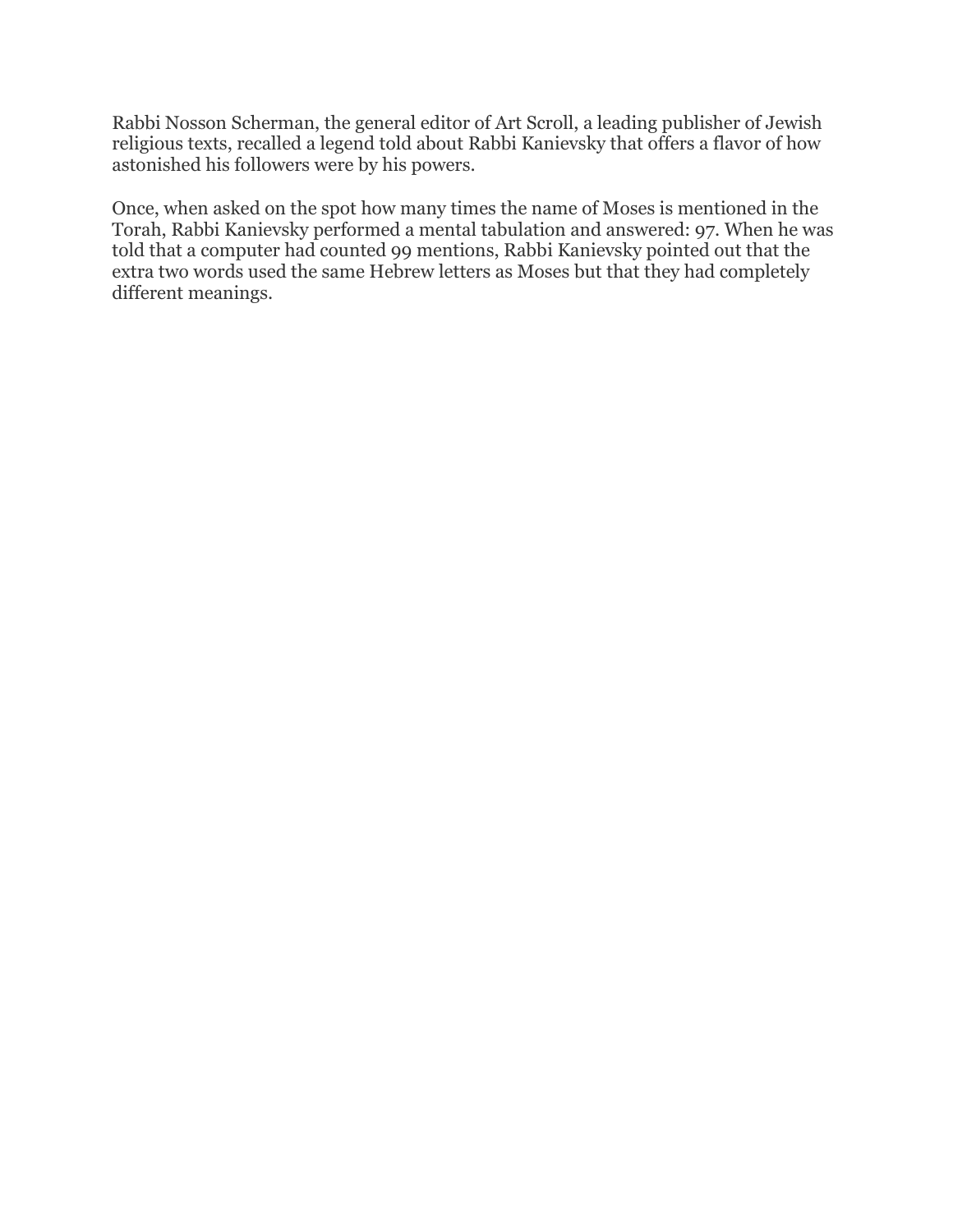Rabbi Nosson Scherman, the general editor of Art Scroll, a leading publisher of Jewish religious texts, recalled a legend told about Rabbi Kanievsky that offers a flavor of how astonished his followers were by his powers.

Once, when asked on the spot how many times the name of Moses is mentioned in the Torah, Rabbi Kanievsky performed a mental tabulation and answered: 97. When he was told that a computer had counted 99 mentions, Rabbi Kanievsky pointed out that the extra two words used the same Hebrew letters as Moses but that they had completely different meanings.